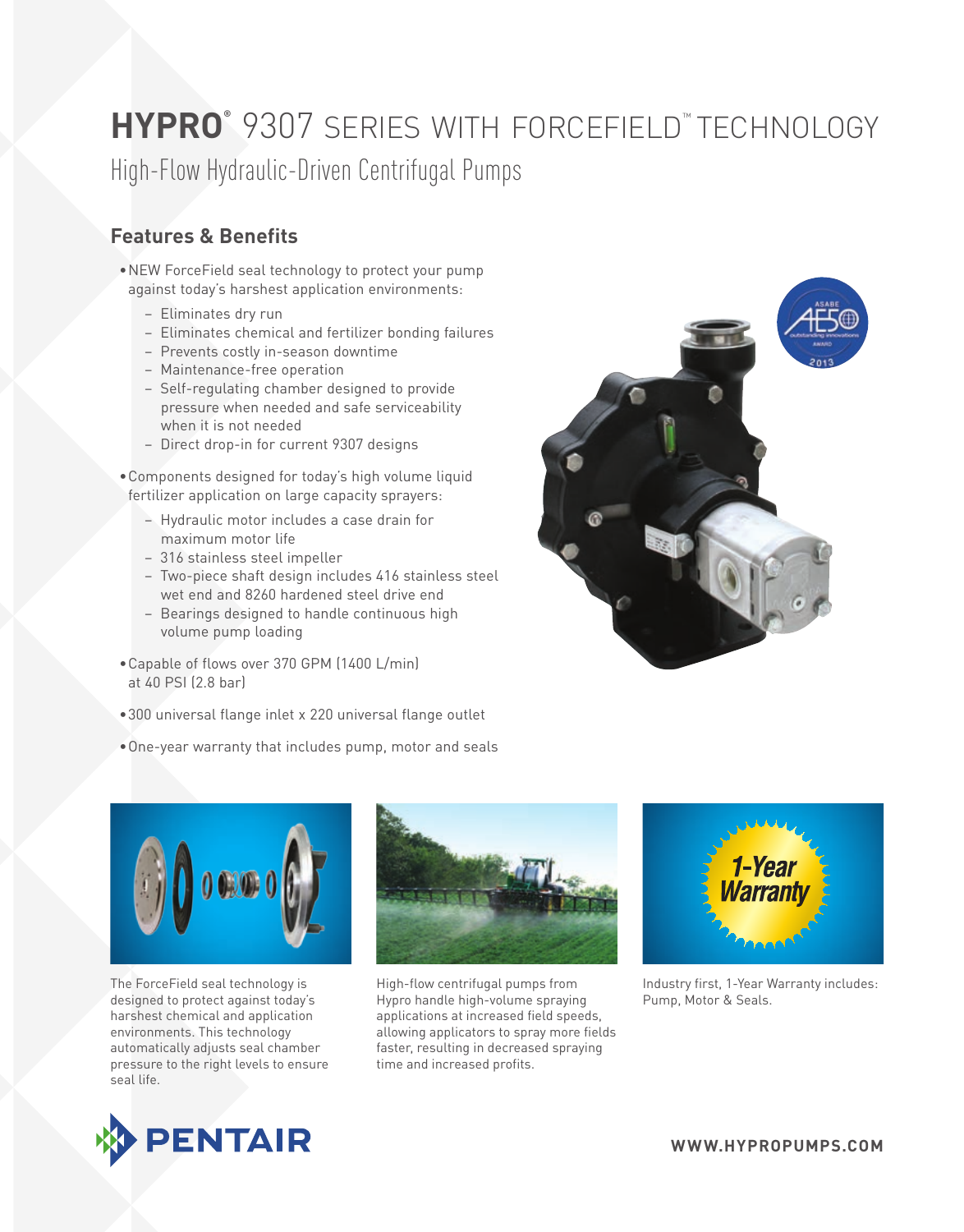# HYPRO® 9307 SERIES WITH FORCEFIELD™ TECHNOLOGY

## High-Flow Hydraulic-Driven Centrifugal Pumps

### Features & Benefits

- NEW ForceField seal technology to protect your pump against today's harshest application environments:
  - Eliminates dry run
  - Eliminates chemical and fertilizer bonding failures
  - Prevents costly in-season downtime
  - Maintenance-free operation
  - Self-regulating chamber designed to provide pressure when needed and safe serviceability when it is not needed
  - Direct drop-in for current 9307 designs
- Components designed for today's high volume liquid fertilizer application on large capacity sprayers:
  - Hydraulic motor includes a case drain for maximum motor life
  - 316 stainless steel impeller
  - Two-piece shaft design includes 416 stainless steel wet end and 8260 hardened steel drive end
  - Bearings designed to handle continuous high volume pump loading
- Capable of flows over 370 GPM (1400 L/min) at 40 PSI (2.8 bar)
- 300 universal flange inlet x 220 universal flange outlet
- One-year warranty that includes pump, motor and seals

The ForceField seal technology is designed to protect against today's harshest chemical and application environments. This technology automatically adjusts seal chamber pressure to the right levels to ensure seal life.

High-flow centrifugal pumps from Hypro handle high-volume spraying applications at increased field speeds, allowing applicators to spray more fields faster, resulting in decreased spraying time and increased profits.

1-Year Warranty

Industry first, 1-Year Warranty includes: Pump, Motor & Seals.

PENTAIR

WWW.HYPROPUMPS.COM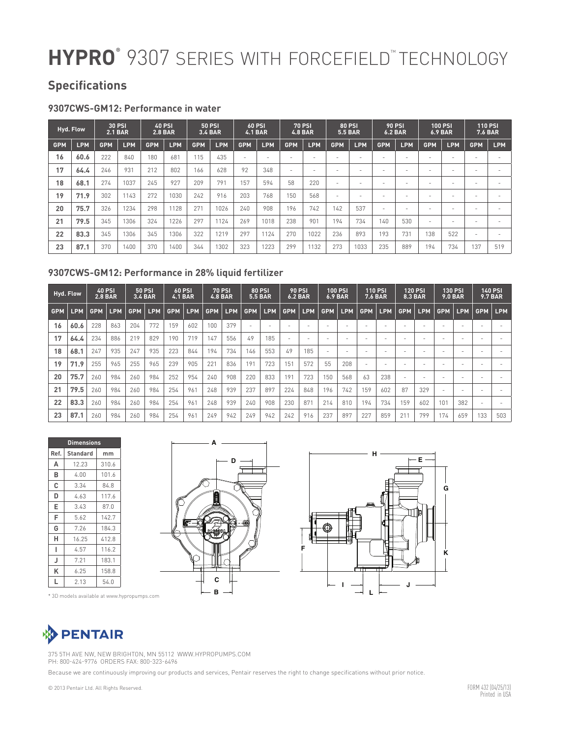# HYPRO® 9307 SERIES WITH FORCEFIELD™ TECHNOLOGY

## Specifications

### 9307CWS-GM12: Performance in water

| Hyd. Flow | | 30 PSI 2.1 BAR | | 40 PSI 2.8 BAR | | 50 PSI 3.4 BAR | | 60 PSI 4.1 BAR | | 70 PSI 4.8 BAR | | 80 PSI 5.5 BAR | | 90 PSI 6.2 BAR | | 100 PSI 6.9 BAR | | 110 PSI 7.6 BAR | |
|---|---|---|---|---|---|---|---|---|---|---|---|---|---|---|---|---|---|---|---|
| GPM | LPM | GPM | LPM | GPM | LPM | GPM | LPM | GPM | LPM | GPM | LPM | GPM | LPM | GPM | LPM | GPM | LPM | GPM | LPM |
| 16 | 60.6 | 222 | 840 | 180 | 681 | 115 | 435 | - | - | - | - | - | - | - | - | - | - | - | - |
| 17 | 64.4 | 246 | 931 | 212 | 802 | 166 | 628 | 92 | 348 | - | - | - | - | - | - | - | - | - | - |
| 18 | 68.1 | 274 | 1037 | 245 | 927 | 209 | 791 | 157 | 594 | 58 | 220 | - | - | - | - | - | - | - | - |
| 19 | 71.9 | 302 | 1143 | 272 | 1030 | 242 | 916 | 203 | 768 | 150 | 568 | - | - | - | - | - | - | - | - |
| 20 | 75.7 | 326 | 1234 | 298 | 1128 | 271 | 1026 | 240 | 908 | 196 | 742 | 142 | 537 | - | - | - | - | - | - |
| 21 | 79.5 | 345 | 1306 | 324 | 1226 | 297 | 1124 | 269 | 1018 | 238 | 901 | 194 | 734 | 140 | 530 | - | - | - | - |
| 22 | 83.3 | 345 | 1306 | 345 | 1306 | 322 | 1219 | 297 | 1124 | 270 | 1022 | 236 | 893 | 193 | 731 | 138 | 522 | - | - |
| 23 | 87.1 | 370 | 1400 | 370 | 1400 | 344 | 1302 | 323 | 1223 | 299 | 1132 | 273 | 1033 | 235 | 889 | 194 | 734 | 137 | 519 |

### 9307CWS-GM12: Performance in 28% liquid fertilizer

| Hyd. Flow | | 40 PSI 2.8 BAR | | 50 PSI 3.4 BAR | | 60 PSI 4.1 BAR | | 70 PSI 4.8 BAR | | 80 PSI 5.5 BAR | | 90 PSI 6.2 BAR | | 100 PSI 6.9 BAR | | 110 PSI 7.6 BAR | | 120 PSI 8.3 BAR | | 130 PSI 9.0 BAR | | 140 PSI 9.7 BAR | |
|---|---|---|---|---|---|---|---|---|---|---|---|---|---|---|---|---|---|---|---|---|---|---|---|
| GPM | LPM | GPM | LPM | GPM | LPM | GPM | LPM | GPM | LPM | GPM | LPM | GPM | LPM | GPM | LPM | GPM | LPM | GPM | LPM | GPM | LPM | GPM | LPM |
| 16 | 60.6 | 228 | 863 | 204 | 772 | 159 | 602 | 100 | 379 | - | - | - | - | - | - | - | - | - | - | - | - | - | - |
| 17 | 64.4 | 234 | 886 | 219 | 829 | 190 | 719 | 147 | 556 | 49 | 185 | - | - | - | - | - | - | - | - | - | - | - | - |
| 18 | 68.1 | 247 | 935 | 247 | 935 | 223 | 844 | 194 | 734 | 146 | 553 | 49 | 185 | - | - | - | - | - | - | - | - | - | - |
| 19 | 71.9 | 255 | 965 | 255 | 965 | 239 | 905 | 221 | 836 | 191 | 723 | 151 | 572 | 55 | 208 | - | - | - | - | - | - | - | - |
| 20 | 75.7 | 260 | 984 | 260 | 984 | 252 | 954 | 240 | 908 | 220 | 833 | 191 | 723 | 150 | 568 | 63 | 238 | - | - | - | - | - | - |
| 21 | 79.5 | 260 | 984 | 260 | 984 | 254 | 961 | 248 | 939 | 237 | 897 | 224 | 848 | 196 | 742 | 159 | 602 | 87 | 329 | - | - | - | - |
| 22 | 83.3 | 260 | 984 | 260 | 984 | 254 | 961 | 248 | 939 | 240 | 908 | 230 | 871 | 214 | 810 | 194 | 734 | 159 | 602 | 101 | 382 | - | - |
| 23 | 87.1 | 260 | 984 | 260 | 984 | 254 | 961 | 249 | 942 | 249 | 942 | 242 | 916 | 237 | 897 | 227 | 859 | 211 | 799 | 174 | 659 | 133 | 503 |

| Dimensions | | |
|---|---|---|
| Ref. | Standard | mm |
| A | 12.23 | 310.6 |
| B | 4.00 | 101.6 |
| C | 3.34 | 84.8 |
| D | 4.63 | 117.6 |
| E | 3.43 | 87.0 |
| F | 5.62 | 142.7 |
| G | 7.26 | 184.3 |
| H | 16.25 | 412.8 |
| I | 4.57 | 116.2 |
| J | 7.21 | 183.1 |
| K | 6.25 | 158.8 |
| L | 2.13 | 54.0 |

* 3D models available at www.hypropumps.com

A
D
C
B
H
E
G
F
K
I
J
L

PENTAIR

375 5TH AVE NW, NEW BRIGHTON, MN 55112 WWW.HYPROPUMPS.COM
PH: 800-424-9776 ORDERS FAX: 800-323-6496

Because we are continuously improving our products and services, Pentair reserves the right to change specifications without prior notice.

© 2013 Pentair Ltd. All Rights Reserved.

FORM 432 (04/25/13)
Printed in USA